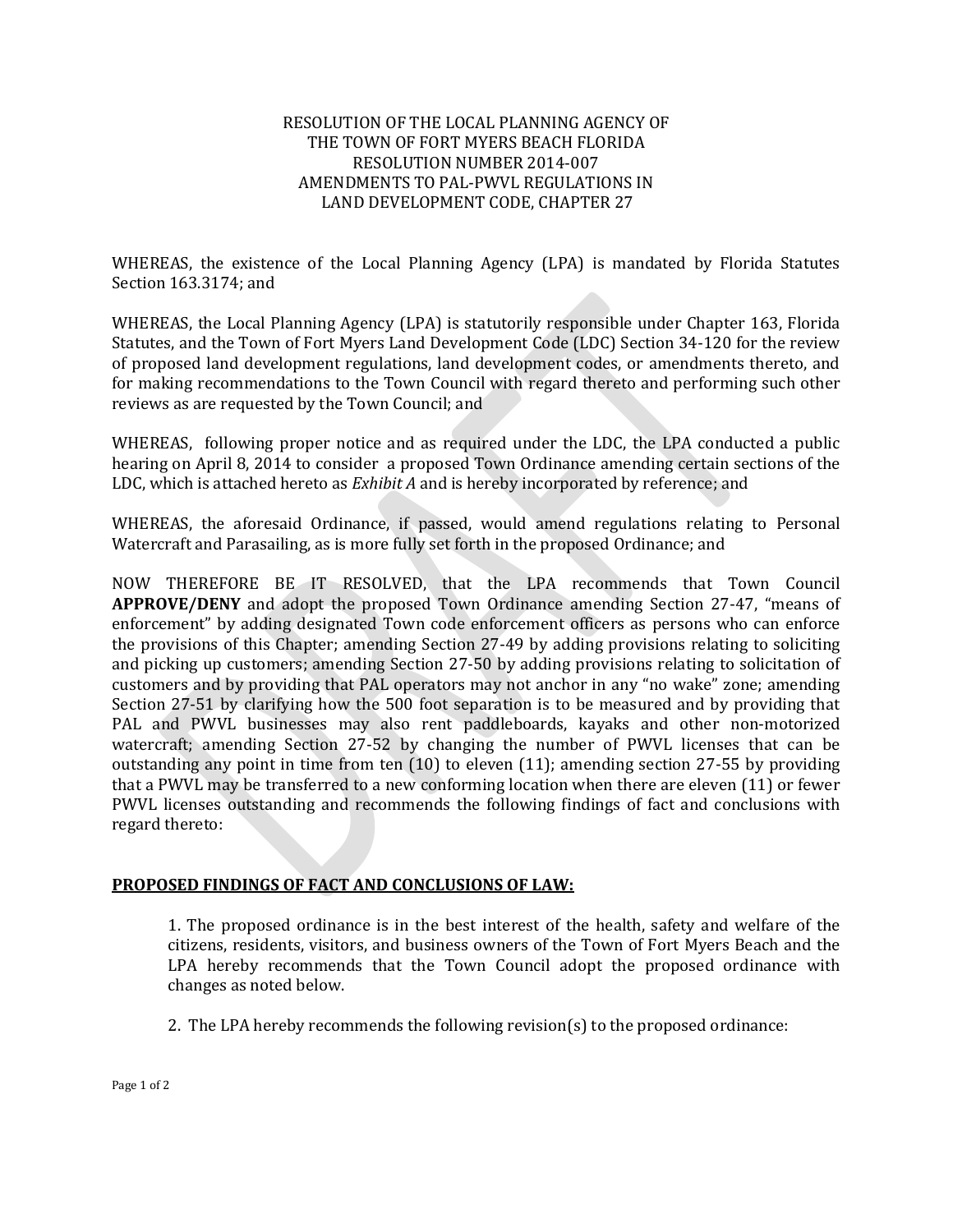RESOLUTION OF THE LOCAL PLANNING AGENCY OF
THE TOWN OF FORT MYERS BEACH FLORIDA
RESOLUTION NUMBER 2014-007
AMENDMENTS TO PAL-PWVL REGULATIONS IN
LAND DEVELOPMENT CODE, CHAPTER 27

WHEREAS, the existence of the Local Planning Agency (LPA) is mandated by Florida Statutes Section 163.3174; and

WHEREAS, the Local Planning Agency (LPA) is statutorily responsible under Chapter 163, Florida Statutes, and the Town of Fort Myers Land Development Code (LDC) Section 34-120 for the review of proposed land development regulations, land development codes, or amendments thereto, and for making recommendations to the Town Council with regard thereto and performing such other reviews as are requested by the Town Council; and

WHEREAS, following proper notice and as required under the LDC, the LPA conducted a public hearing on April 8, 2014 to consider a proposed Town Ordinance amending certain sections of the LDC, which is attached hereto as *Exhibit A* and is hereby incorporated by reference; and

WHEREAS, the aforesaid Ordinance, if passed, would amend regulations relating to Personal Watercraft and Parasailing, as is more fully set forth in the proposed Ordinance; and

NOW THEREFORE BE IT RESOLVED, that the LPA recommends that Town Council **APPROVE/DENY** and adopt the proposed Town Ordinance amending Section 27-47, "means of enforcement" by adding designated Town code enforcement officers as persons who can enforce the provisions of this Chapter; amending Section 27-49 by adding provisions relating to soliciting and picking up customers; amending Section 27-50 by adding provisions relating to solicitation of customers and by providing that PAL operators may not anchor in any "no wake" zone; amending Section 27-51 by clarifying how the 500 foot separation is to be measured and by providing that PAL and PWVL businesses may also rent paddleboards, kayaks and other non-motorized watercraft; amending Section 27-52 by changing the number of PWVL licenses that can be outstanding any point in time from ten (10) to eleven (11); amending section 27-55 by providing that a PWVL may be transferred to a new conforming location when there are eleven (11) or fewer PWVL licenses outstanding and recommends the following findings of fact and conclusions with regard thereto:

**PROPOSED FINDINGS OF FACT AND CONCLUSIONS OF LAW:**

1. The proposed ordinance is in the best interest of the health, safety and welfare of the citizens, residents, visitors, and business owners of the Town of Fort Myers Beach and the LPA hereby recommends that the Town Council adopt the proposed ordinance with changes as noted below.

2. The LPA hereby recommends the following revision(s) to the proposed ordinance: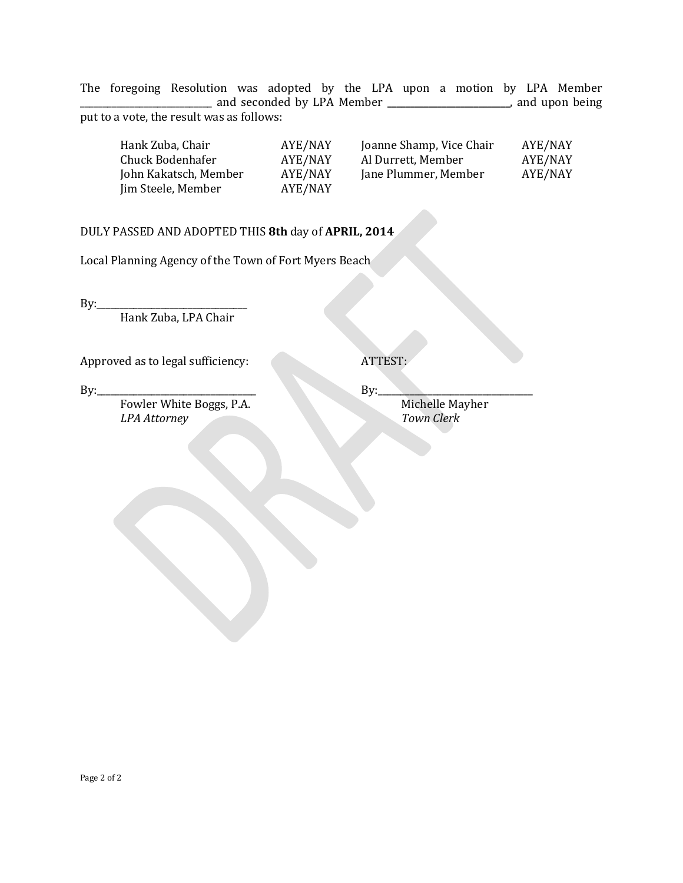The foregoing Resolution was adopted by the LPA upon a motion by LPA Member \_\_\_\_\_\_\_\_\_\_\_\_\_\_\_\_\_\_\_\_\_\_\_\_\_\_\_ and seconded by LPA Member \_\_\_\_\_\_\_\_\_\_\_\_\_\_\_\_\_\_\_\_\_\_\_\_\_\_\_, and upon being put to a vote, the result was as follows:

| | | | |
|---|---|---|---|
| Hank Zuba, Chair | AYE/NAY | Joanne Shamp, Vice Chair | AYE/NAY |
| Chuck Bodenhafer | AYE/NAY | Al Durrett, Member | AYE/NAY |
| John Kakatsch, Member | AYE/NAY | Jane Plummer, Member | AYE/NAY |
| Jim Steele, Member | AYE/NAY | | |

DULY PASSED AND ADOPTED THIS **8th** day of **APRIL, 2014**

Local Planning Agency of the Town of Fort Myers Beach

By:\_\_\_\_\_\_\_\_\_\_\_\_\_\_\_\_\_\_\_\_\_\_\_\_\_\_\_\_\_\_\_\_
Hank Zuba, LPA Chair

Approved as to legal sufficiency:

By:\_\_\_\_\_\_\_\_\_\_\_\_\_\_\_\_\_\_\_\_\_\_\_\_\_\_\_\_\_\_\_\_
Fowler White Boggs, P.A.
*LPA Attorney*

ATTEST:

By:\_\_\_\_\_\_\_\_\_\_\_\_\_\_\_\_\_\_\_\_\_\_\_\_\_\_\_\_\_\_\_\_
Michelle Mayher
*Town Clerk*

DRAFT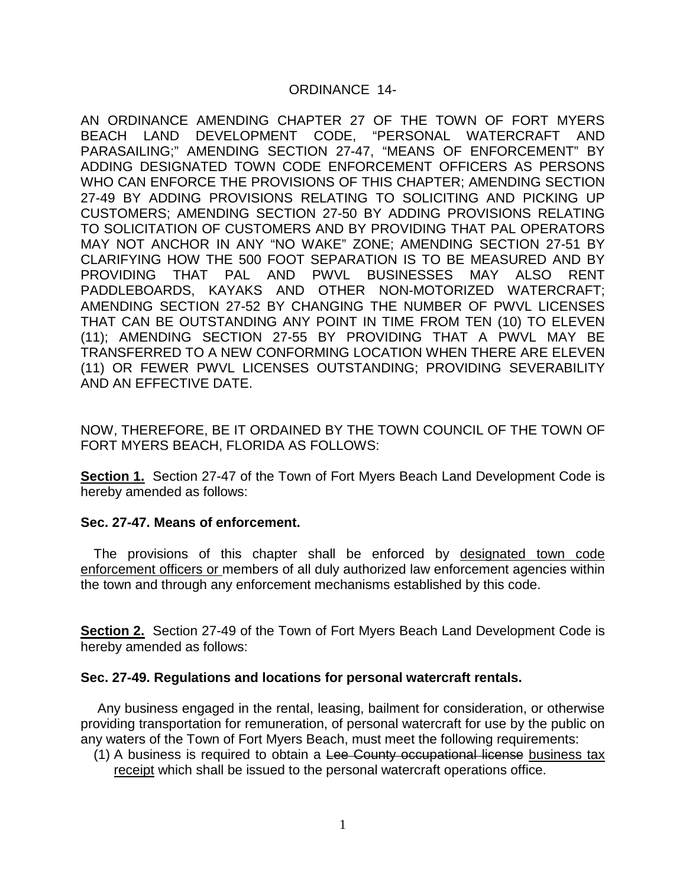ORDINANCE 14-

AN ORDINANCE AMENDING CHAPTER 27 OF THE TOWN OF FORT MYERS BEACH LAND DEVELOPMENT CODE, "PERSONAL WATERCRAFT AND PARASAILING;" AMENDING SECTION 27-47, "MEANS OF ENFORCEMENT" BY ADDING DESIGNATED TOWN CODE ENFORCEMENT OFFICERS AS PERSONS WHO CAN ENFORCE THE PROVISIONS OF THIS CHAPTER; AMENDING SECTION 27-49 BY ADDING PROVISIONS RELATING TO SOLICITING AND PICKING UP CUSTOMERS; AMENDING SECTION 27-50 BY ADDING PROVISIONS RELATING TO SOLICITATION OF CUSTOMERS AND BY PROVIDING THAT PAL OPERATORS MAY NOT ANCHOR IN ANY "NO WAKE" ZONE; AMENDING SECTION 27-51 BY CLARIFYING HOW THE 500 FOOT SEPARATION IS TO BE MEASURED AND BY PROVIDING THAT PAL AND PWVL BUSINESSES MAY ALSO RENT PADDLEBOARDS, KAYAKS AND OTHER NON-MOTORIZED WATERCRAFT; AMENDING SECTION 27-52 BY CHANGING THE NUMBER OF PWVL LICENSES THAT CAN BE OUTSTANDING ANY POINT IN TIME FROM TEN (10) TO ELEVEN (11); AMENDING SECTION 27-55 BY PROVIDING THAT A PWVL MAY BE TRANSFERRED TO A NEW CONFORMING LOCATION WHEN THERE ARE ELEVEN (11) OR FEWER PWVL LICENSES OUTSTANDING; PROVIDING SEVERABILITY AND AN EFFECTIVE DATE.

NOW, THEREFORE, BE IT ORDAINED BY THE TOWN COUNCIL OF THE TOWN OF FORT MYERS BEACH, FLORIDA AS FOLLOWS:

**<u>Section 1.</u>** Section 27-47 of the Town of Fort Myers Beach Land Development Code is hereby amended as follows:

**Sec. 27-47. Means of enforcement.**

The provisions of this chapter shall be enforced by <u>designated town code enforcement officers or</u> members of all duly authorized law enforcement agencies within the town and through any enforcement mechanisms established by this code.

**<u>Section 2.</u>** Section 27-49 of the Town of Fort Myers Beach Land Development Code is hereby amended as follows:

**Sec. 27-49. Regulations and locations for personal watercraft rentals.**

Any business engaged in the rental, leasing, bailment for consideration, or otherwise providing transportation for remuneration, of personal watercraft for use by the public on any waters of the Town of Fort Myers Beach, must meet the following requirements:

(1) A business is required to obtain a ~~Lee County occupational license~~ <u>business tax receipt</u> which shall be issued to the personal watercraft operations office.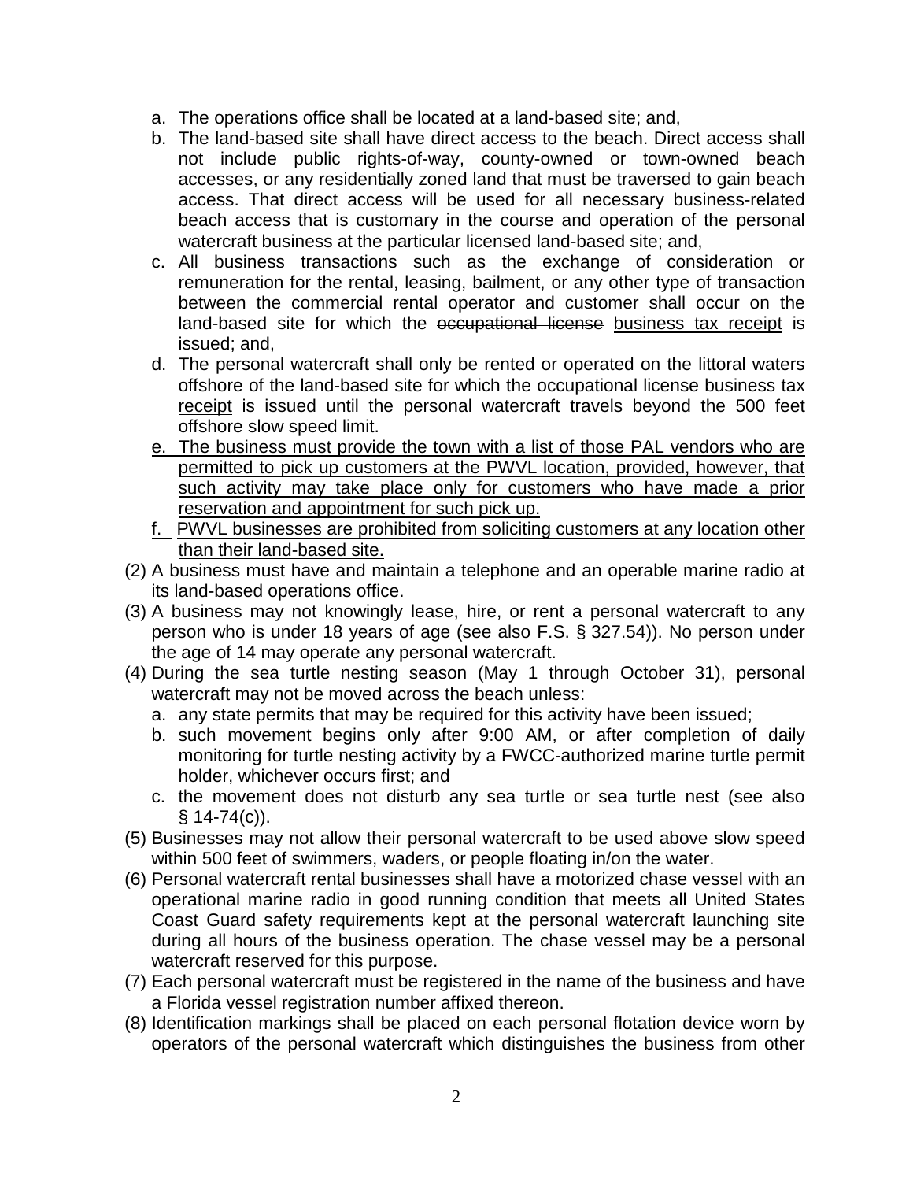a. The operations office shall be located at a land-based site; and,

b. The land-based site shall have direct access to the beach. Direct access shall not include public rights-of-way, county-owned or town-owned beach accesses, or any residentially zoned land that must be traversed to gain beach access. That direct access will be used for all necessary business-related beach access that is customary in the course and operation of the personal watercraft business at the particular licensed land-based site; and,

c. All business transactions such as the exchange of consideration or remuneration for the rental, leasing, bailment, or any other type of transaction between the commercial rental operator and customer shall occur on the land-based site for which the ~~occupational license~~ <u>business tax receipt</u> is issued; and,

d. The personal watercraft shall only be rented or operated on the littoral waters offshore of the land-based site for which the ~~occupational license~~ <u>business tax receipt</u> is issued until the personal watercraft travels beyond the 500 feet offshore slow speed limit.

<u>e. The business must provide the town with a list of those PAL vendors who are permitted to pick up customers at the PWVL location, provided, however, that such activity may take place only for customers who have made a prior reservation and appointment for such pick up.</u>

<u>f. PWVL businesses are prohibited from soliciting customers at any location other than their land-based site.</u>

(2) A business must have and maintain a telephone and an operable marine radio at its land-based operations office.

(3) A business may not knowingly lease, hire, or rent a personal watercraft to any person who is under 18 years of age (see also F.S. § 327.54)). No person under the age of 14 may operate any personal watercraft.

(4) During the sea turtle nesting season (May 1 through October 31), personal watercraft may not be moved across the beach unless:

   a. any state permits that may be required for this activity have been issued;

   b. such movement begins only after 9:00 AM, or after completion of daily monitoring for turtle nesting activity by a FWCC-authorized marine turtle permit holder, whichever occurs first; and

   c. the movement does not disturb any sea turtle or sea turtle nest (see also § 14-74(c)).

(5) Businesses may not allow their personal watercraft to be used above slow speed within 500 feet of swimmers, waders, or people floating in/on the water.

(6) Personal watercraft rental businesses shall have a motorized chase vessel with an operational marine radio in good running condition that meets all United States Coast Guard safety requirements kept at the personal watercraft launching site during all hours of the business operation. The chase vessel may be a personal watercraft reserved for this purpose.

(7) Each personal watercraft must be registered in the name of the business and have a Florida vessel registration number affixed thereon.

(8) Identification markings shall be placed on each personal flotation device worn by operators of the personal watercraft which distinguishes the business from other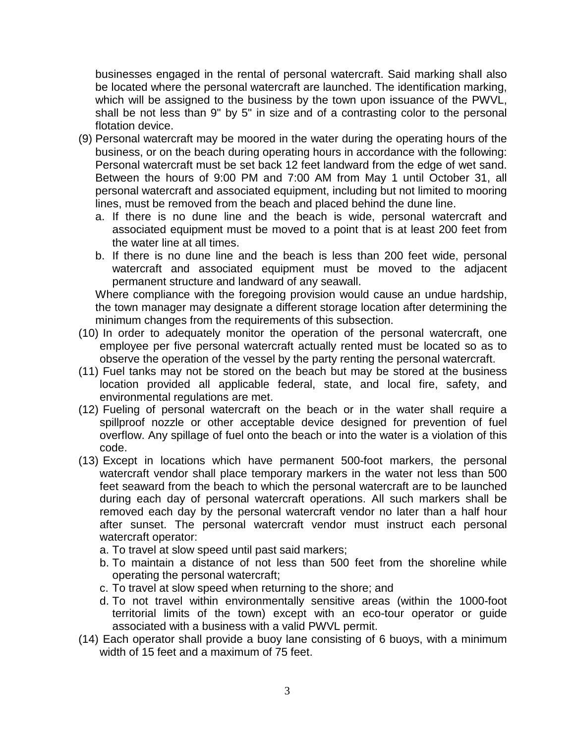businesses engaged in the rental of personal watercraft. Said marking shall also be located where the personal watercraft are launched. The identification marking, which will be assigned to the business by the town upon issuance of the PWVL, shall be not less than 9" by 5" in size and of a contrasting color to the personal flotation device.

(9) Personal watercraft may be moored in the water during the operating hours of the business, or on the beach during operating hours in accordance with the following: Personal watercraft must be set back 12 feet landward from the edge of wet sand. Between the hours of 9:00 PM and 7:00 AM from May 1 until October 31, all personal watercraft and associated equipment, including but not limited to mooring lines, must be removed from the beach and placed behind the dune line.

  a. If there is no dune line and the beach is wide, personal watercraft and associated equipment must be moved to a point that is at least 200 feet from the water line at all times.

  b. If there is no dune line and the beach is less than 200 feet wide, personal watercraft and associated equipment must be moved to the adjacent permanent structure and landward of any seawall.

  Where compliance with the foregoing provision would cause an undue hardship, the town manager may designate a different storage location after determining the minimum changes from the requirements of this subsection.

(10) In order to adequately monitor the operation of the personal watercraft, one employee per five personal watercraft actually rented must be located so as to observe the operation of the vessel by the party renting the personal watercraft.

(11) Fuel tanks may not be stored on the beach but may be stored at the business location provided all applicable federal, state, and local fire, safety, and environmental regulations are met.

(12) Fueling of personal watercraft on the beach or in the water shall require a spillproof nozzle or other acceptable device designed for prevention of fuel overflow. Any spillage of fuel onto the beach or into the water is a violation of this code.

(13) Except in locations which have permanent 500-foot markers, the personal watercraft vendor shall place temporary markers in the water not less than 500 feet seaward from the beach to which the personal watercraft are to be launched during each day of personal watercraft operations. All such markers shall be removed each day by the personal watercraft vendor no later than a half hour after sunset. The personal watercraft vendor must instruct each personal watercraft operator:

  a. To travel at slow speed until past said markers;

  b. To maintain a distance of not less than 500 feet from the shoreline while operating the personal watercraft;

  c. To travel at slow speed when returning to the shore; and

  d. To not travel within environmentally sensitive areas (within the 1000-foot territorial limits of the town) except with an eco-tour operator or guide associated with a business with a valid PWVL permit.

(14) Each operator shall provide a buoy lane consisting of 6 buoys, with a minimum width of 15 feet and a maximum of 75 feet.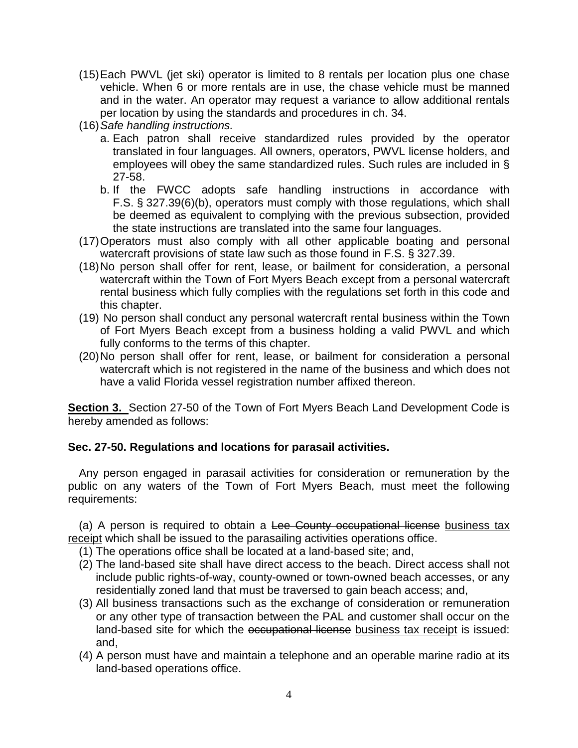(15) Each PWVL (jet ski) operator is limited to 8 rentals per location plus one chase vehicle. When 6 or more rentals are in use, the chase vehicle must be manned and in the water. An operator may request a variance to allow additional rentals per location by using the standards and procedures in ch. 34.

(16) *Safe handling instructions.*

a. Each patron shall receive standardized rules provided by the operator translated in four languages. All owners, operators, PWVL license holders, and employees will obey the same standardized rules. Such rules are included in § 27-58.

b. If the FWCC adopts safe handling instructions in accordance with F.S. § 327.39(6)(b), operators must comply with those regulations, which shall be deemed as equivalent to complying with the previous subsection, provided the state instructions are translated into the same four languages.

(17) Operators must also comply with all other applicable boating and personal watercraft provisions of state law such as those found in F.S. § 327.39.

(18) No person shall offer for rent, lease, or bailment for consideration, a personal watercraft within the Town of Fort Myers Beach except from a personal watercraft rental business which fully complies with the regulations set forth in this code and this chapter.

(19) No person shall conduct any personal watercraft rental business within the Town of Fort Myers Beach except from a business holding a valid PWVL and which fully conforms to the terms of this chapter.

(20) No person shall offer for rent, lease, or bailment for consideration a personal watercraft which is not registered in the name of the business and which does not have a valid Florida vessel registration number affixed thereon.

<u>**Section 3.**</u> Section 27-50 of the Town of Fort Myers Beach Land Development Code is hereby amended as follows:

**Sec. 27-50. Regulations and locations for parasail activities.**

Any person engaged in parasail activities for consideration or remuneration by the public on any waters of the Town of Fort Myers Beach, must meet the following requirements:

(a) A person is required to obtain a ~~Lee County occupational license~~ <u>business tax receipt</u> which shall be issued to the parasailing activities operations office.

(1) The operations office shall be located at a land-based site; and,

(2) The land-based site shall have direct access to the beach. Direct access shall not include public rights-of-way, county-owned or town-owned beach accesses, or any residentially zoned land that must be traversed to gain beach access; and,

(3) All business transactions such as the exchange of consideration or remuneration or any other type of transaction between the PAL and customer shall occur on the land-based site for which the ~~occupational license~~ <u>business tax receipt</u> is issued: and,

(4) A person must have and maintain a telephone and an operable marine radio at its land-based operations office.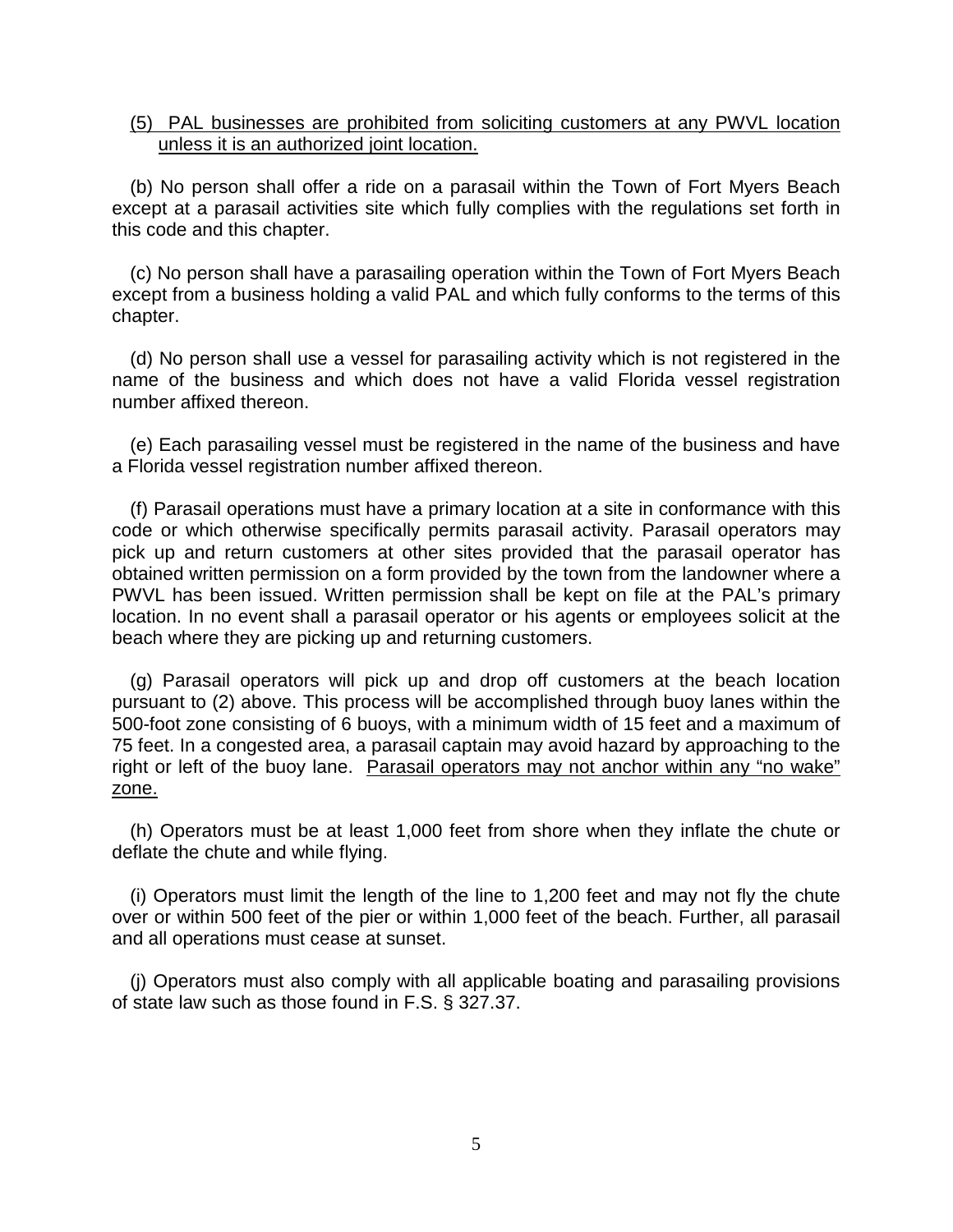<u>(5) PAL businesses are prohibited from soliciting customers at any PWVL location unless it is an authorized joint location.</u>

(b) No person shall offer a ride on a parasail within the Town of Fort Myers Beach except at a parasail activities site which fully complies with the regulations set forth in this code and this chapter.

(c) No person shall have a parasailing operation within the Town of Fort Myers Beach except from a business holding a valid PAL and which fully conforms to the terms of this chapter.

(d) No person shall use a vessel for parasailing activity which is not registered in the name of the business and which does not have a valid Florida vessel registration number affixed thereon.

(e) Each parasailing vessel must be registered in the name of the business and have a Florida vessel registration number affixed thereon.

(f) Parasail operations must have a primary location at a site in conformance with this code or which otherwise specifically permits parasail activity. Parasail operators may pick up and return customers at other sites provided that the parasail operator has obtained written permission on a form provided by the town from the landowner where a PWVL has been issued. Written permission shall be kept on file at the PAL's primary location. In no event shall a parasail operator or his agents or employees solicit at the beach where they are picking up and returning customers.

(g) Parasail operators will pick up and drop off customers at the beach location pursuant to (2) above. This process will be accomplished through buoy lanes within the 500-foot zone consisting of 6 buoys, with a minimum width of 15 feet and a maximum of 75 feet. In a congested area, a parasail captain may avoid hazard by approaching to the right or left of the buoy lane. <u>Parasail operators may not anchor within any "no wake" zone.</u>

(h) Operators must be at least 1,000 feet from shore when they inflate the chute or deflate the chute and while flying.

(i) Operators must limit the length of the line to 1,200 feet and may not fly the chute over or within 500 feet of the pier or within 1,000 feet of the beach. Further, all parasail and all operations must cease at sunset.

(j) Operators must also comply with all applicable boating and parasailing provisions of state law such as those found in F.S. § 327.37.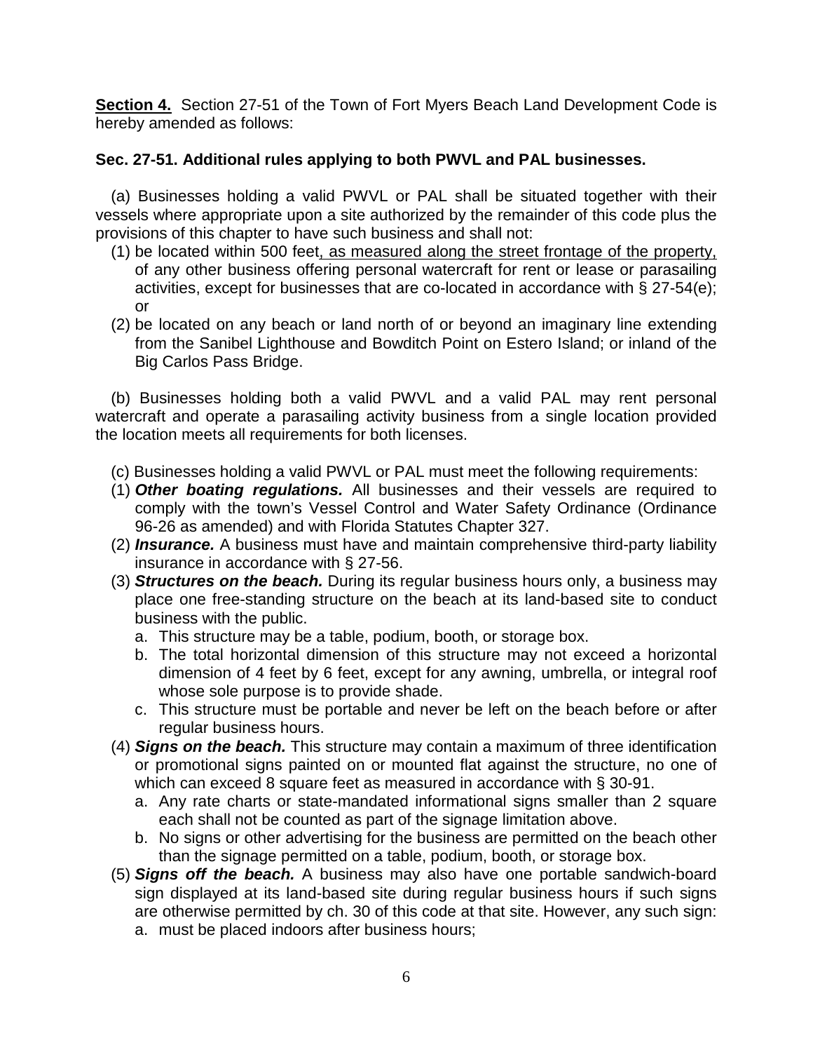**Section 4.** Section 27-51 of the Town of Fort Myers Beach Land Development Code is hereby amended as follows:

**Sec. 27-51. Additional rules applying to both PWVL and PAL businesses.**

(a) Businesses holding a valid PWVL or PAL shall be situated together with their vessels where appropriate upon a site authorized by the remainder of this code plus the provisions of this chapter to have such business and shall not:

(1) be located within 500 feet<u>, as measured along the street frontage of the property,</u> of any other business offering personal watercraft for rent or lease or parasailing activities, except for businesses that are co-located in accordance with § 27-54(e); or

(2) be located on any beach or land north of or beyond an imaginary line extending from the Sanibel Lighthouse and Bowditch Point on Estero Island; or inland of the Big Carlos Pass Bridge.

(b) Businesses holding both a valid PWVL and a valid PAL may rent personal watercraft and operate a parasailing activity business from a single location provided the location meets all requirements for both licenses.

(c) Businesses holding a valid PWVL or PAL must meet the following requirements:

(1) ***Other boating regulations.*** All businesses and their vessels are required to comply with the town's Vessel Control and Water Safety Ordinance (Ordinance 96-26 as amended) and with Florida Statutes Chapter 327.

(2) ***Insurance.*** A business must have and maintain comprehensive third-party liability insurance in accordance with § 27-56.

(3) ***Structures on the beach.*** During its regular business hours only, a business may place one free-standing structure on the beach at its land-based site to conduct business with the public.

   a. This structure may be a table, podium, booth, or storage box.

   b. The total horizontal dimension of this structure may not exceed a horizontal dimension of 4 feet by 6 feet, except for any awning, umbrella, or integral roof whose sole purpose is to provide shade.

   c. This structure must be portable and never be left on the beach before or after regular business hours.

(4) ***Signs on the beach.*** This structure may contain a maximum of three identification or promotional signs painted on or mounted flat against the structure, no one of which can exceed 8 square feet as measured in accordance with § 30-91.

   a. Any rate charts or state-mandated informational signs smaller than 2 square each shall not be counted as part of the signage limitation above.

   b. No signs or other advertising for the business are permitted on the beach other than the signage permitted on a table, podium, booth, or storage box.

(5) ***Signs off the beach.*** A business may also have one portable sandwich-board sign displayed at its land-based site during regular business hours if such signs are otherwise permitted by ch. 30 of this code at that site. However, any such sign:

   a. must be placed indoors after business hours;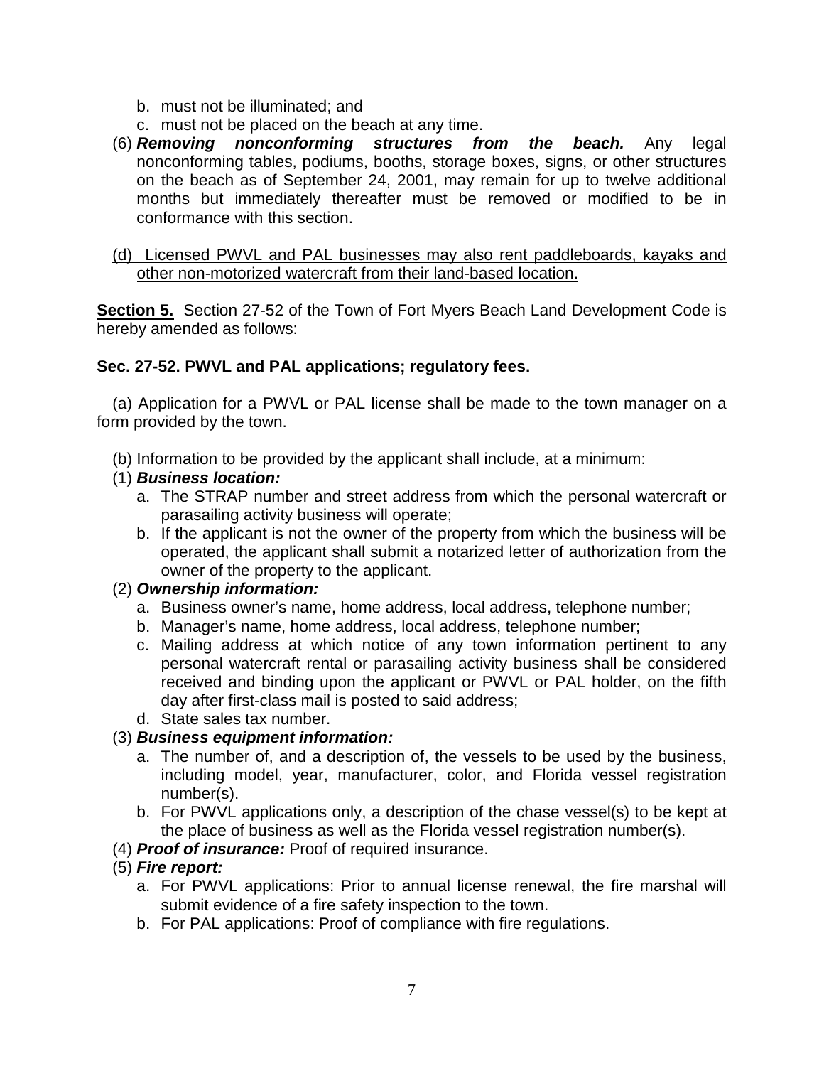b. must not be illuminated; and
c. must not be placed on the beach at any time.

(6) ***Removing nonconforming structures from the beach.*** Any legal nonconforming tables, podiums, booths, storage boxes, signs, or other structures on the beach as of September 24, 2001, may remain for up to twelve additional months but immediately thereafter must be removed or modified to be in conformance with this section.

<u>(d) Licensed PWVL and PAL businesses may also rent paddleboards, kayaks and other non-motorized watercraft from their land-based location.</u>

**<u>Section 5.</u>** Section 27-52 of the Town of Fort Myers Beach Land Development Code is hereby amended as follows:

**Sec. 27-52. PWVL and PAL applications; regulatory fees.**

(a) Application for a PWVL or PAL license shall be made to the town manager on a form provided by the town.

(b) Information to be provided by the applicant shall include, at a minimum:

(1) ***Business location:***
  a. The STRAP number and street address from which the personal watercraft or parasailing activity business will operate;
  b. If the applicant is not the owner of the property from which the business will be operated, the applicant shall submit a notarized letter of authorization from the owner of the property to the applicant.

(2) ***Ownership information:***
  a. Business owner's name, home address, local address, telephone number;
  b. Manager's name, home address, local address, telephone number;
  c. Mailing address at which notice of any town information pertinent to any personal watercraft rental or parasailing activity business shall be considered received and binding upon the applicant or PWVL or PAL holder, on the fifth day after first-class mail is posted to said address;
  d. State sales tax number.

(3) ***Business equipment information:***
  a. The number of, and a description of, the vessels to be used by the business, including model, year, manufacturer, color, and Florida vessel registration number(s).
  b. For PWVL applications only, a description of the chase vessel(s) to be kept at the place of business as well as the Florida vessel registration number(s).

(4) ***Proof of insurance:*** Proof of required insurance.

(5) ***Fire report:***
  a. For PWVL applications: Prior to annual license renewal, the fire marshal will submit evidence of a fire safety inspection to the town.
  b. For PAL applications: Proof of compliance with fire regulations.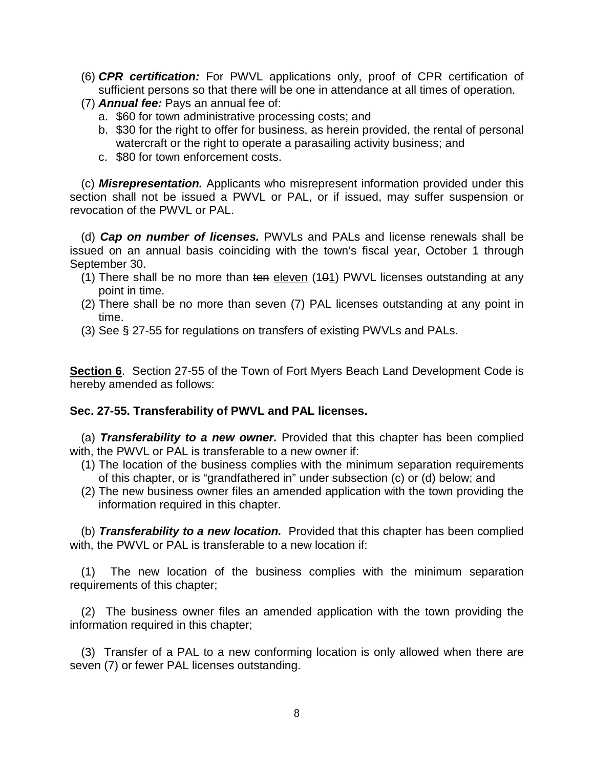(6) ***CPR certification:*** For PWVL applications only, proof of CPR certification of sufficient persons so that there will be one in attendance at all times of operation.

(7) ***Annual fee:*** Pays an annual fee of:

a. $60 for town administrative processing costs; and

b. $30 for the right to offer for business, as herein provided, the rental of personal watercraft or the right to operate a parasailing activity business; and

c. $80 for town enforcement costs.

(c) ***Misrepresentation.*** Applicants who misrepresent information provided under this section shall not be issued a PWVL or PAL, or if issued, may suffer suspension or revocation of the PWVL or PAL.

(d) ***Cap on number of licenses.*** PWVLs and PALs and license renewals shall be issued on an annual basis coinciding with the town's fiscal year, October 1 through September 30.

(1) There shall be no more than ~~ten~~ <u>eleven</u> (1~~0~~<u>1</u>) PWVL licenses outstanding at any point in time.

(2) There shall be no more than seven (7) PAL licenses outstanding at any point in time.

(3) See § 27-55 for regulations on transfers of existing PWVLs and PALs.

<u>**Section 6**</u>. Section 27-55 of the Town of Fort Myers Beach Land Development Code is hereby amended as follows:

**Sec. 27-55. Transferability of PWVL and PAL licenses.**

(a) ***Transferability to a new owner.*** Provided that this chapter has been complied with, the PWVL or PAL is transferable to a new owner if:

(1) The location of the business complies with the minimum separation requirements of this chapter, or is "grandfathered in" under subsection (c) or (d) below; and

(2) The new business owner files an amended application with the town providing the information required in this chapter.

(b) ***Transferability to a new location.*** Provided that this chapter has been complied with, the PWVL or PAL is transferable to a new location if:

(1) The new location of the business complies with the minimum separation requirements of this chapter;

(2) The business owner files an amended application with the town providing the information required in this chapter;

(3) Transfer of a PAL to a new conforming location is only allowed when there are seven (7) or fewer PAL licenses outstanding.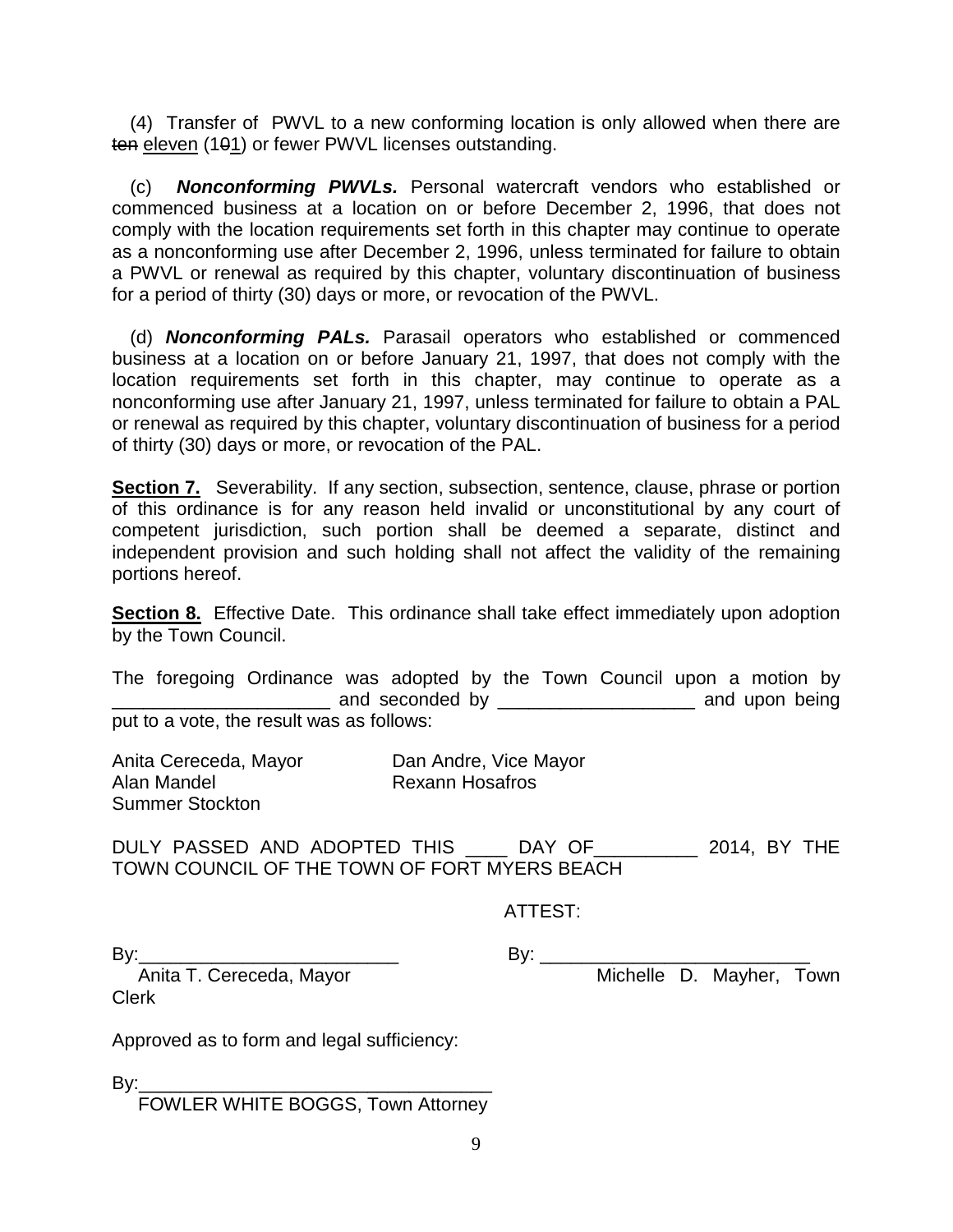(4) Transfer of PWVL to a new conforming location is only allowed when there are ~~ten~~ <u>eleven</u> (1~~0~~<u>1</u>) or fewer PWVL licenses outstanding.

(c) ***Nonconforming PWVLs.*** Personal watercraft vendors who established or commenced business at a location on or before December 2, 1996, that does not comply with the location requirements set forth in this chapter may continue to operate as a nonconforming use after December 2, 1996, unless terminated for failure to obtain a PWVL or renewal as required by this chapter, voluntary discontinuation of business for a period of thirty (30) days or more, or revocation of the PWVL.

(d) ***Nonconforming PALs.*** Parasail operators who established or commenced business at a location on or before January 21, 1997, that does not comply with the location requirements set forth in this chapter, may continue to operate as a nonconforming use after January 21, 1997, unless terminated for failure to obtain a PAL or renewal as required by this chapter, voluntary discontinuation of business for a period of thirty (30) days or more, or revocation of the PAL.

<u>**Section 7.**</u> Severability. If any section, subsection, sentence, clause, phrase or portion of this ordinance is for any reason held invalid or unconstitutional by any court of competent jurisdiction, such portion shall be deemed a separate, distinct and independent provision and such holding shall not affect the validity of the remaining portions hereof.

<u>**Section 8.**</u> Effective Date. This ordinance shall take effect immediately upon adoption by the Town Council.

The foregoing Ordinance was adopted by the Town Council upon a motion by _____________________ and seconded by ___________________ and upon being put to a vote, the result was as follows:

Anita Cereceda, Mayor　　　　Dan Andre, Vice Mayor
Alan Mandel　　　　　　　　Rexann Hosafros
Summer Stockton

DULY PASSED AND ADOPTED THIS ____ DAY OF__________ 2014, BY THE TOWN COUNCIL OF THE TOWN OF FORT MYERS BEACH

ATTEST:

By:_________________________　　　　By: __________________________
Anita T. Cereceda, Mayor　　　　　　　Michelle D. Mayher, Town Clerk

Approved as to form and legal sufficiency:

By:__________________________________
FOWLER WHITE BOGGS, Town Attorney